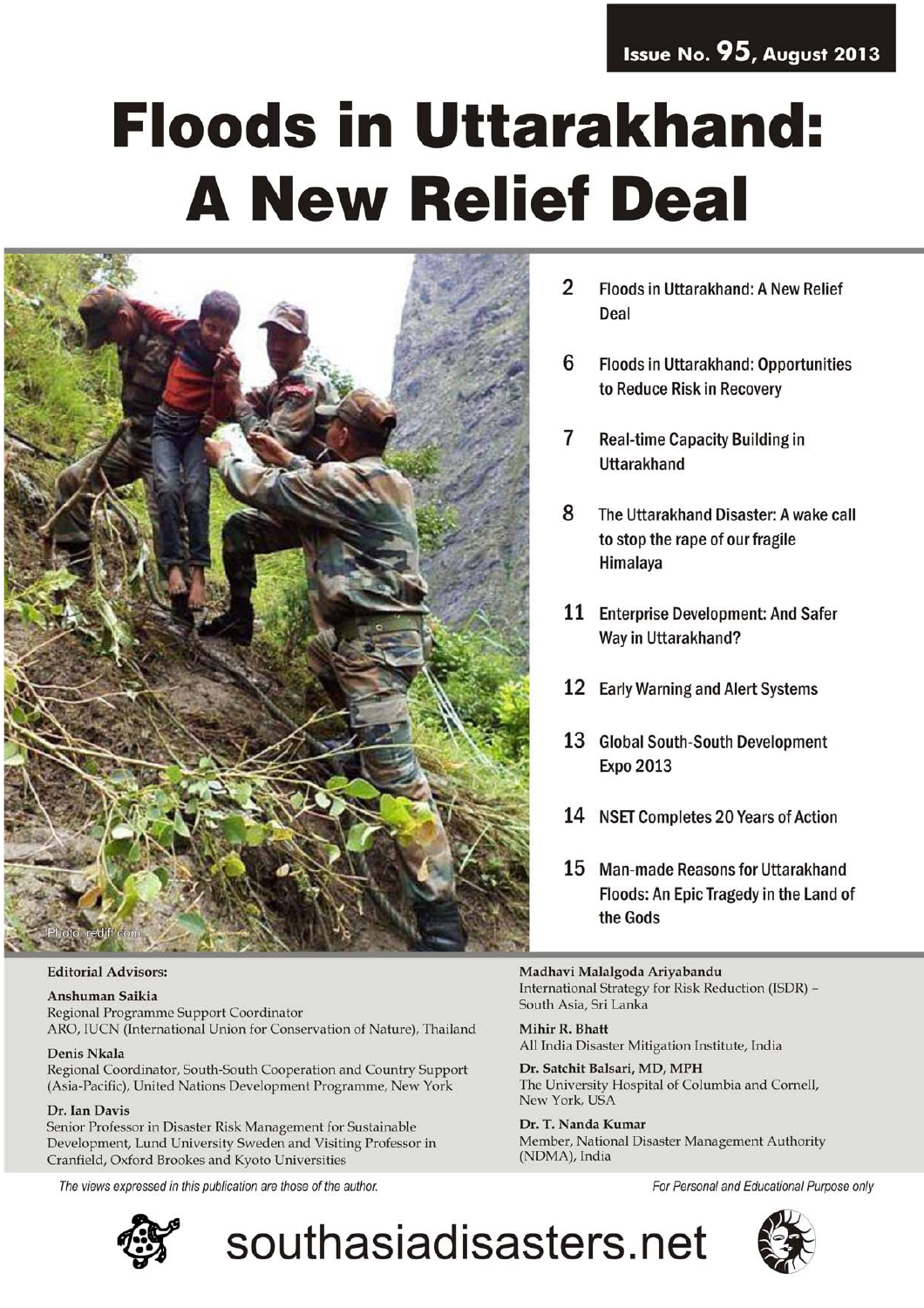Issue No. 95, August 2013

# Floods in Uttarakhand: A New Relief Deal

Photo: rediff.com

- 2 Floods in Uttarakhand: A New Relief Deal
- 6 Floods in Uttarakhand: Opportunities to Reduce Risk in Recovery
- 7 Real-time Capacity Building in Uttarakhand
- 8 The Uttarakhand Disaster: A wake call to stop the rape of our fragile Himalaya
- 11 Enterprise Development: And Safer Way in Uttarakhand?
- 12 Early Warning and Alert Systems
- 13 Global South-South Development Expo 2013
- 14 NSET Completes 20 Years of Action
- 15 Man-made Reasons for Uttarakhand Floods: An Epic Tragedy in the Land of the Gods

**Editorial Advisors:**

**Anshuman Saikia**
Regional Programme Support Coordinator
ARO, IUCN (International Union for Conservation of Nature), Thailand

**Denis Nkala**
Regional Coordinator, South-South Cooperation and Country Support (Asia-Pacific), United Nations Development Programme, New York

**Dr. Ian Davis**
Senior Professor in Disaster Risk Management for Sustainable Development, Lund University Sweden and Visiting Professor in Cranfield, Oxford Brookes and Kyoto Universities

**Madhavi Malalgoda Ariyabandu**
International Strategy for Risk Reduction (ISDR) – South Asia, Sri Lanka

**Mihir R. Bhatt**
All India Disaster Mitigation Institute, India

**Dr. Satchit Balsari, MD, MPH**
The University Hospital of Columbia and Cornell, New York, USA

**Dr. T. Nanda Kumar**
Member, National Disaster Management Authority (NDMA), India

*The views expressed in this publication are those of the author.*

*For Personal and Educational Purpose only*

southasiadisasters.net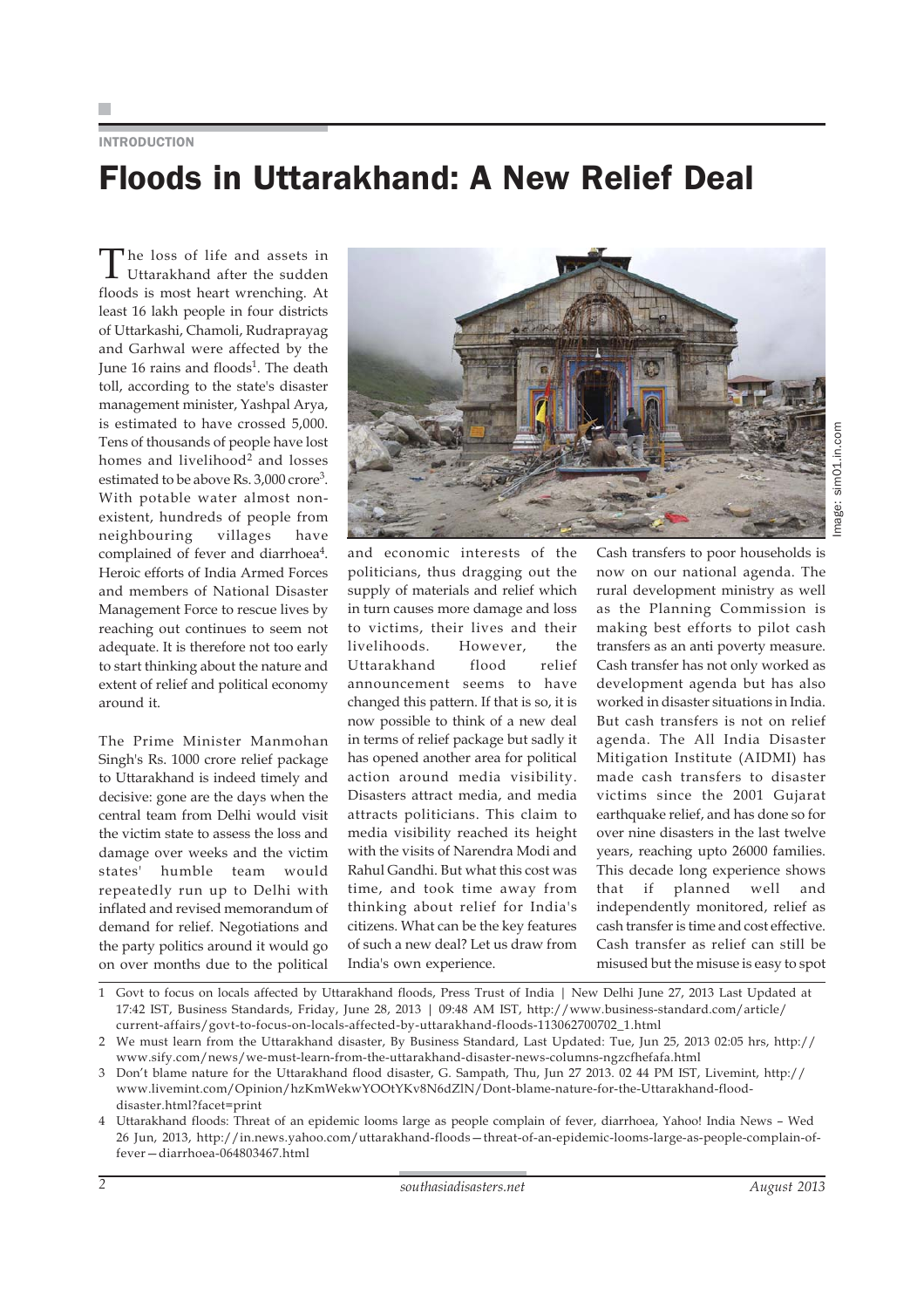INTRODUCTION

# Floods in Uttarakhand: A New Relief Deal

The loss of life and assets in Uttarakhand after the sudden floods is most heart wrenching. At least 16 lakh people in four districts of Uttarkashi, Chamoli, Rudraprayag and Garhwal were affected by the June 16 rains and floods[1]. The death toll, according to the state's disaster management minister, Yashpal Arya, is estimated to have crossed 5,000. Tens of thousands of people have lost homes and livelihood[2] and losses estimated to be above Rs. 3,000 crore[3]. With potable water almost non-existent, hundreds of people from neighbouring villages have complained of fever and diarrhoea[4]. Heroic efforts of India Armed Forces and members of National Disaster Management Force to rescue lives by reaching out continues to seem not adequate. It is therefore not too early to start thinking about the nature and extent of relief and political economy around it.

The Prime Minister Manmohan Singh's Rs. 1000 crore relief package to Uttarakhand is indeed timely and decisive: gone are the days when the central team from Delhi would visit the victim state to assess the loss and damage over weeks and the victim states' humble team would repeatedly run up to Delhi with inflated and revised memorandum of demand for relief. Negotiations and the party politics around it would go on over months due to the political and economic interests of the politicians, thus dragging out the supply of materials and relief which in turn causes more damage and loss to victims, their lives and their livelihoods. However, the Uttarakhand flood relief announcement seems to have changed this pattern. If that is so, it is now possible to think of a new deal in terms of relief package but sadly it has opened another area for political action around media visibility. Disasters attract media, and media attracts politicians. This claim to media visibility reached its height with the visits of Narendra Modi and Rahul Gandhi. But what this cost was time, and took time away from thinking about relief for India's citizens. What can be the key features of such a new deal? Let us draw from India's own experience.

Image: sim01.in.com

Cash transfers to poor households is now on our national agenda. The rural development ministry as well as the Planning Commission is making best efforts to pilot cash transfers as an anti poverty measure. Cash transfer has not only worked as development agenda but has also worked in disaster situations in India. But cash transfers is not on relief agenda. The All India Disaster Mitigation Institute (AIDMI) has made cash transfers to disaster victims since the 2001 Gujarat earthquake relief, and has done so for over nine disasters in the last twelve years, reaching upto 26000 families. This decade long experience shows that if planned well and independently monitored, relief as cash transfer is time and cost effective. Cash transfer as relief can still be misused but the misuse is easy to spot

---

1 Govt to focus on locals affected by Uttarakhand floods, Press Trust of India | New Delhi June 27, 2013 Last Updated at 17:42 IST, Business Standards, Friday, June 28, 2013 | 09:48 AM IST, http://www.business-standard.com/article/current-affairs/govt-to-focus-on-locals-affected-by-uttarakhand-floods-113062700702_1.html

2 We must learn from the Uttarakhand disaster, By Business Standard, Last Updated: Tue, Jun 25, 2013 02:05 hrs, http://www.sify.com/news/we-must-learn-from-the-uttarakhand-disaster-news-columns-ngzcfhefafa.html

3 Don't blame nature for the Uttarakhand flood disaster, G. Sampath, Thu, Jun 27 2013. 02 44 PM IST, Livemint, http://www.livemint.com/Opinion/hzKmWekwYOOtYKv8N6dZlN/Dont-blame-nature-for-the-Uttarakhand-flood-disaster.html?facet=print

4 Uttarakhand floods: Threat of an epidemic looms large as people complain of fever, diarrhoea, Yahoo! India News – Wed 26 Jun, 2013, http://in.news.yahoo.com/uttarakhand-floods—threat-of-an-epidemic-looms-large-as-people-complain-of-fever—diarrhoea-064803467.html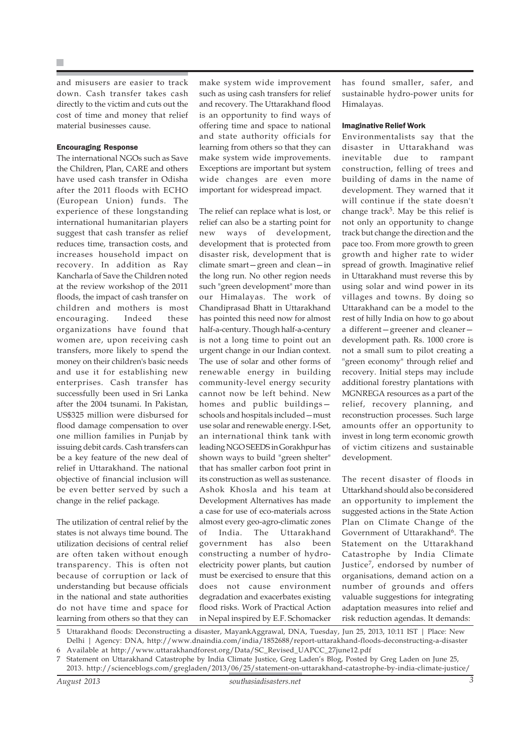and misusers are easier to track down. Cash transfer takes cash directly to the victim and cuts out the cost of time and money that relief material businesses cause.

### Encouraging Response

The international NGOs such as Save the Children, Plan, CARE and others have used cash transfer in Odisha after the 2011 floods with ECHO (European Union) funds. The experience of these longstanding international humanitarian players suggest that cash transfer as relief reduces time, transaction costs, and increases household impact on recovery. In addition as Ray Kancharla of Save the Children noted at the review workshop of the 2011 floods, the impact of cash transfer on children and mothers is most encouraging. Indeed these organizations have found that women are, upon receiving cash transfers, more likely to spend the money on their children's basic needs and use it for establishing new enterprises. Cash transfer has successfully been used in Sri Lanka after the 2004 tsunami. In Pakistan, US$325 million were disbursed for flood damage compensation to over one million families in Punjab by issuing debit cards. Cash transfers can be a key feature of the new deal of relief in Uttarakhand. The national objective of financial inclusion will be even better served by such a change in the relief package.

The utilization of central relief by the states is not always time bound. The utilization decisions of central relief are often taken without enough transparency. This is often not because of corruption or lack of understanding but because officials in the national and state authorities do not have time and space for learning from others so that they can make system wide improvement such as using cash transfers for relief and recovery. The Uttarakhand flood is an opportunity to find ways of offering time and space to national and state authority officials for learning from others so that they can make system wide improvements. Exceptions are important but system wide changes are even more important for widespread impact.

The relief can replace what is lost, or relief can also be a starting point for new ways of development, development that is protected from disaster risk, development that is climate smart—green and clean—in the long run. No other region needs such "green development" more than our Himalayas. The work of Chandiprasad Bhatt in Uttarakhand has pointed this need now for almost half-a-century. Though half-a-century is not a long time to point out an urgent change in our Indian context. The use of solar and other forms of renewable energy in building community-level energy security cannot now be left behind. New homes and public buildings—schools and hospitals included—must use solar and renewable energy. I-Set, an international think tank with leading NGO SEEDS in Gorakhpur has shown ways to build "green shelter" that has smaller carbon foot print in its construction as well as sustenance. Ashok Khosla and his team at Development Alternatives has made a case for use of eco-materials across almost every geo-agro-climatic zones of India. The Uttarakhand government has also been constructing a number of hydro-electricity power plants, but caution must be exercised to ensure that this does not cause environment degradation and exacerbates existing flood risks. Work of Practical Action in Nepal inspired by E.F. Schomacker has found smaller, safer, and sustainable hydro-power units for Himalayas.

### Imaginative Relief Work

Environmentalists say that the disaster in Uttarakhand was inevitable due to rampant construction, felling of trees and building of dams in the name of development. They warned that it will continue if the state doesn't change track[5]. May be this relief is not only an opportunity to change track but change the direction and the pace too. From more growth to green growth and higher rate to wider spread of growth. Imaginative relief in Uttarakhand must reverse this by using solar and wind power in its villages and towns. By doing so Uttarakhand can be a model to the rest of hilly India on how to go about a different—greener and cleaner—development path. Rs. 1000 crore is not a small sum to pilot creating a "green economy" through relief and recovery. Initial steps may include additional forestry plantations with MGNREGA resources as a part of the relief, recovery planning, and reconstruction processes. Such large amounts offer an opportunity to invest in long term economic growth of victim citizens and sustainable development.

The recent disaster of floods in Uttarkhand should also be considered an opportunity to implement the suggested actions in the State Action Plan on Climate Change of the Government of Uttarakhand[6]. The Statement on the Uttarakhand Catastrophe by India Climate Justice[7], endorsed by number of organisations, demand action on a number of grounds and offers valuable suggestions for integrating adaptation measures into relief and risk reduction agendas. It demands:

---

5 Uttarakhand floods: Deconstructing a disaster, MayankAggrawal, DNA, Tuesday, Jun 25, 2013, 10:11 IST | Place: New Delhi | Agency: DNA, http://www.dnaindia.com/india/1852688/report-uttarakhand-floods-deconstructing-a-disaster

6 Available at http://www.uttarakhandforest.org/Data/SC_Revised_UAPCC_27june12.pdf

7 Statement on Uttarakhand Catastrophe by India Climate Justice, Greg Laden's Blog, Posted by Greg Laden on June 25, 2013. http://scienceblogs.com/gregladen/2013/06/25/statement-on-uttarakhand-catastrophe-by-india-climate-justice/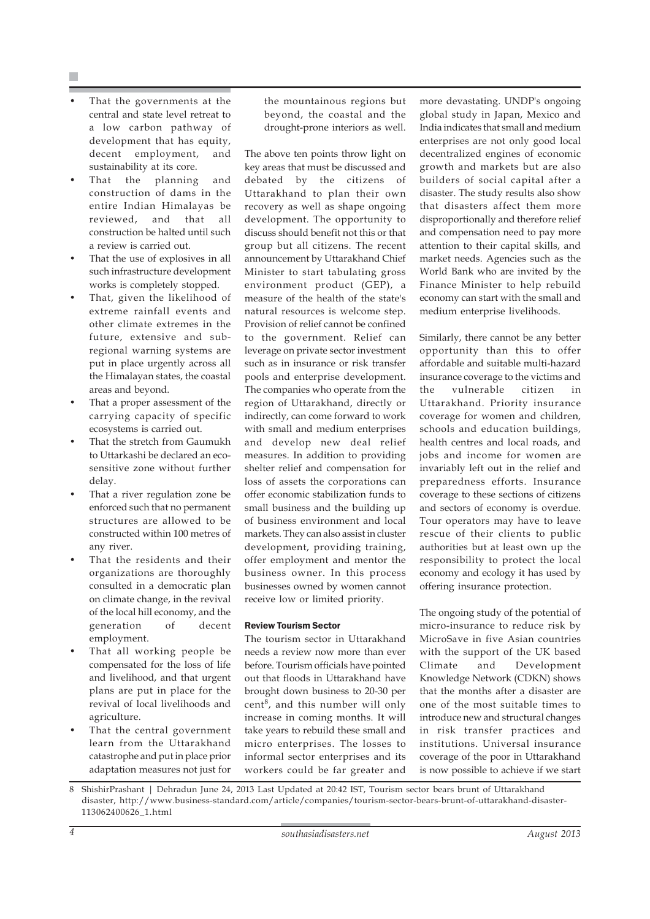- That the governments at the central and state level retreat to a low carbon pathway of development that has equity, decent employment, and sustainability at its core.
- That the planning and construction of dams in the entire Indian Himalayas be reviewed, and that all construction be halted until such a review is carried out.
- That the use of explosives in all such infrastructure development works is completely stopped.
- That, given the likelihood of extreme rainfall events and other climate extremes in the future, extensive and sub-regional warning systems are put in place urgently across all the Himalayan states, the coastal areas and beyond.
- That a proper assessment of the carrying capacity of specific ecosystems is carried out.
- That the stretch from Gaumukh to Uttarkashi be declared an eco-sensitive zone without further delay.
- That a river regulation zone be enforced such that no permanent structures are allowed to be constructed within 100 metres of any river.
- That the residents and their organizations are thoroughly consulted in a democratic plan on climate change, in the revival of the local hill economy, and the generation of decent employment.
- That all working people be compensated for the loss of life and livelihood, and that urgent plans are put in place for the revival of local livelihoods and agriculture.
- That the central government learn from the Uttarakhand catastrophe and put in place prior adaptation measures not just for the mountainous regions but beyond, the coastal and the drought-prone interiors as well.

The above ten points throw light on key areas that must be discussed and debated by the citizens of Uttarakhand to plan their own recovery as well as shape ongoing development. The opportunity to discuss should benefit not this or that group but all citizens. The recent announcement by Uttarakhand Chief Minister to start tabulating gross environment product (GEP), a measure of the health of the state's natural resources is welcome step. Provision of relief cannot be confined to the government. Relief can leverage on private sector investment such as in insurance or risk transfer pools and enterprise development. The companies who operate from the region of Uttarakhand, directly or indirectly, can come forward to work with small and medium enterprises and develop new deal relief measures. In addition to providing shelter relief and compensation for loss of assets the corporations can offer economic stabilization funds to small business and the building up of business environment and local markets. They can also assist in cluster development, providing training, offer employment and mentor the business owner. In this process businesses owned by women cannot receive low or limited priority.

**Review Tourism Sector**

The tourism sector in Uttarakhand needs a review now more than ever before. Tourism officials have pointed out that floods in Uttarakhand have brought down business to 20-30 per cent[8], and this number will only increase in coming months. It will take years to rebuild these small and micro enterprises. The losses to informal sector enterprises and its workers could be far greater and more devastating. UNDP's ongoing global study in Japan, Mexico and India indicates that small and medium enterprises are not only good local decentralized engines of economic growth and markets but are also builders of social capital after a disaster. The study results also show that disasters affect them more disproportionally and therefore relief and compensation need to pay more attention to their capital skills, and market needs. Agencies such as the World Bank who are invited by the Finance Minister to help rebuild economy can start with the small and medium enterprise livelihoods.

Similarly, there cannot be any better opportunity than this to offer affordable and suitable multi-hazard insurance coverage to the victims and the vulnerable citizen in Uttarakhand. Priority insurance coverage for women and children, schools and education buildings, health centres and local roads, and jobs and income for women are invariably left out in the relief and preparedness efforts. Insurance coverage to these sections of citizens and sectors of economy is overdue. Tour operators may have to leave rescue of their clients to public authorities but at least own up the responsibility to protect the local economy and ecology it has used by offering insurance protection.

The ongoing study of the potential of micro-insurance to reduce risk by MicroSave in five Asian countries with the support of the UK based Climate and Development Knowledge Network (CDKN) shows that the months after a disaster are one of the most suitable times to introduce new and structural changes in risk transfer practices and institutions. Universal insurance coverage of the poor in Uttarakhand is now possible to achieve if we start

---

8 ShishirPrashant | Dehradun June 24, 2013 Last Updated at 20:42 IST, Tourism sector bears brunt of Uttarakhand disaster, http://www.business-standard.com/article/companies/tourism-sector-bears-brunt-of-uttarakhand-disaster-113062400626_1.html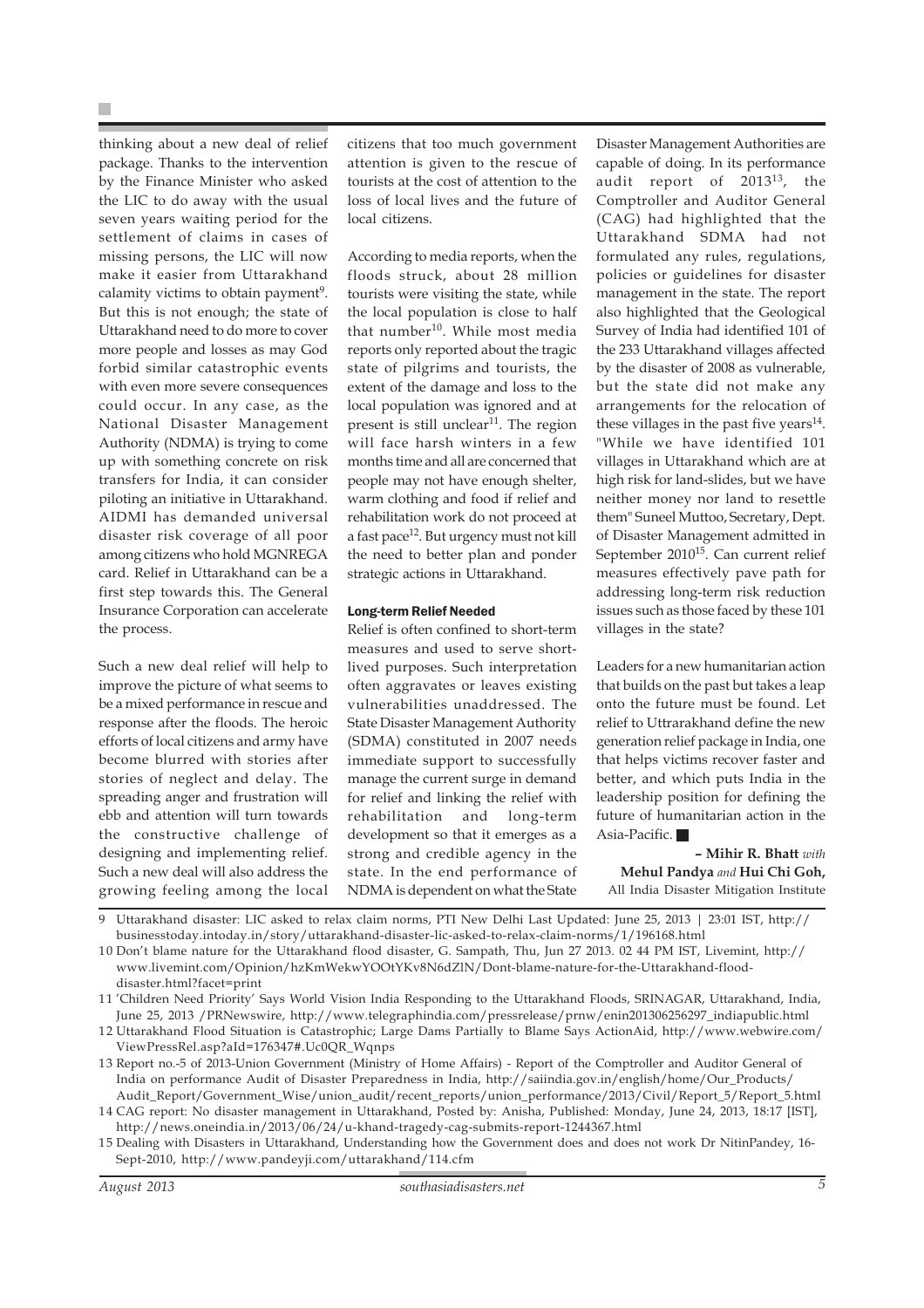thinking about a new deal of relief package. Thanks to the intervention by the Finance Minister who asked the LIC to do away with the usual seven years waiting period for the settlement of claims in cases of missing persons, the LIC will now make it easier from Uttarakhand calamity victims to obtain payment[9]. But this is not enough; the state of Uttarakhand need to do more to cover more people and losses as may God forbid similar catastrophic events with even more severe consequences could occur. In any case, as the National Disaster Management Authority (NDMA) is trying to come up with something concrete on risk transfers for India, it can consider piloting an initiative in Uttarakhand. AIDMI has demanded universal disaster risk coverage of all poor among citizens who hold MGNREGA card. Relief in Uttarakhand can be a first step towards this. The General Insurance Corporation can accelerate the process.

Such a new deal relief will help to improve the picture of what seems to be a mixed performance in rescue and response after the floods. The heroic efforts of local citizens and army have become blurred with stories after stories of neglect and delay. The spreading anger and frustration will ebb and attention will turn towards the constructive challenge of designing and implementing relief. Such a new deal will also address the growing feeling among the local citizens that too much government attention is given to the rescue of tourists at the cost of attention to the loss of local lives and the future of local citizens.

According to media reports, when the floods struck, about 28 million tourists were visiting the state, while the local population is close to half that number[10]. While most media reports only reported about the tragic state of pilgrims and tourists, the extent of the damage and loss to the local population was ignored and at present is still unclear[11]. The region will face harsh winters in a few months time and all are concerned that people may not have enough shelter, warm clothing and food if relief and rehabilitation work do not proceed at a fast pace[12]. But urgency must not kill the need to better plan and ponder strategic actions in Uttarakhand.

### Long-term Relief Needed

Relief is often confined to short-term measures and used to serve short-lived purposes. Such interpretation often aggravates or leaves existing vulnerabilities unaddressed. The State Disaster Management Authority (SDMA) constituted in 2007 needs immediate support to successfully manage the current surge in demand for relief and linking the relief with rehabilitation and long-term development so that it emerges as a strong and credible agency in the state. In the end performance of NDMA is dependent on what the State Disaster Management Authorities are capable of doing. In its performance audit report of 2013[13], the Comptroller and Auditor General (CAG) had highlighted that the Uttarakhand SDMA had not formulated any rules, regulations, policies or guidelines for disaster management in the state. The report also highlighted that the Geological Survey of India had identified 101 of the 233 Uttarakhand villages affected by the disaster of 2008 as vulnerable, but the state did not make any arrangements for the relocation of these villages in the past five years[14]. "While we have identified 101 villages in Uttarakhand which are at high risk for land-slides, but we have neither money nor land to resettle them" Suneel Muttoo, Secretary, Dept. of Disaster Management admitted in September 2010[15]. Can current relief measures effectively pave path for addressing long-term risk reduction issues such as those faced by these 101 villages in the state?

Leaders for a new humanitarian action that builds on the past but takes a leap onto the future must be found. Let relief to Uttrarakhand define the new generation relief package in India, one that helps victims recover faster and better, and which puts India in the leadership position for defining the future of humanitarian action in the Asia-Pacific. ■

**– Mihir R. Bhatt** *with* **Mehul Pandya** *and* **Hui Chi Goh,**
All India Disaster Mitigation Institute

---

9 Uttarakhand disaster: LIC asked to relax claim norms, PTI New Delhi Last Updated: June 25, 2013 | 23:01 IST, http://businesstoday.intoday.in/story/uttarakhand-disaster-lic-asked-to-relax-claim-norms/1/196168.html

10 Don't blame nature for the Uttarakhand flood disaster, G. Sampath, Thu, Jun 27 2013. 02 44 PM IST, Livemint, http://www.livemint.com/Opinion/hzKmWekwYOOtYKv8N6dZlN/Dont-blame-nature-for-the-Uttarakhand-flood-disaster.html?facet=print

11 'Children Need Priority' Says World Vision India Responding to the Uttarakhand Floods, SRINAGAR, Uttarakhand, India, June 25, 2013 /PRNewswire, http://www.telegraphindia.com/pressrelease/prnw/enin201306256297_indiapublic.html

12 Uttarakhand Flood Situation is Catastrophic; Large Dams Partially to Blame Says ActionAid, http://www.webwire.com/ViewPressRel.asp?aId=176347#.Uc0QR_Wqnps

13 Report no.-5 of 2013-Union Government (Ministry of Home Affairs) - Report of the Comptroller and Auditor General of India on performance Audit of Disaster Preparedness in India, http://saiindia.gov.in/english/home/Our_Products/Audit_Report/Government_Wise/union_audit/recent_reports/union_performance/2013/Civil/Report_5/Report_5.html

14 CAG report: No disaster management in Uttarakhand, Posted by: Anisha, Published: Monday, June 24, 2013, 18:17 [IST], http://news.oneindia.in/2013/06/24/u-khand-tragedy-cag-submits-report-1244367.html

15 Dealing with Disasters in Uttarakhand, Understanding how the Government does and does not work Dr NitinPandey, 16-Sept-2010, http://www.pandeyji.com/uttarakhand/114.cfm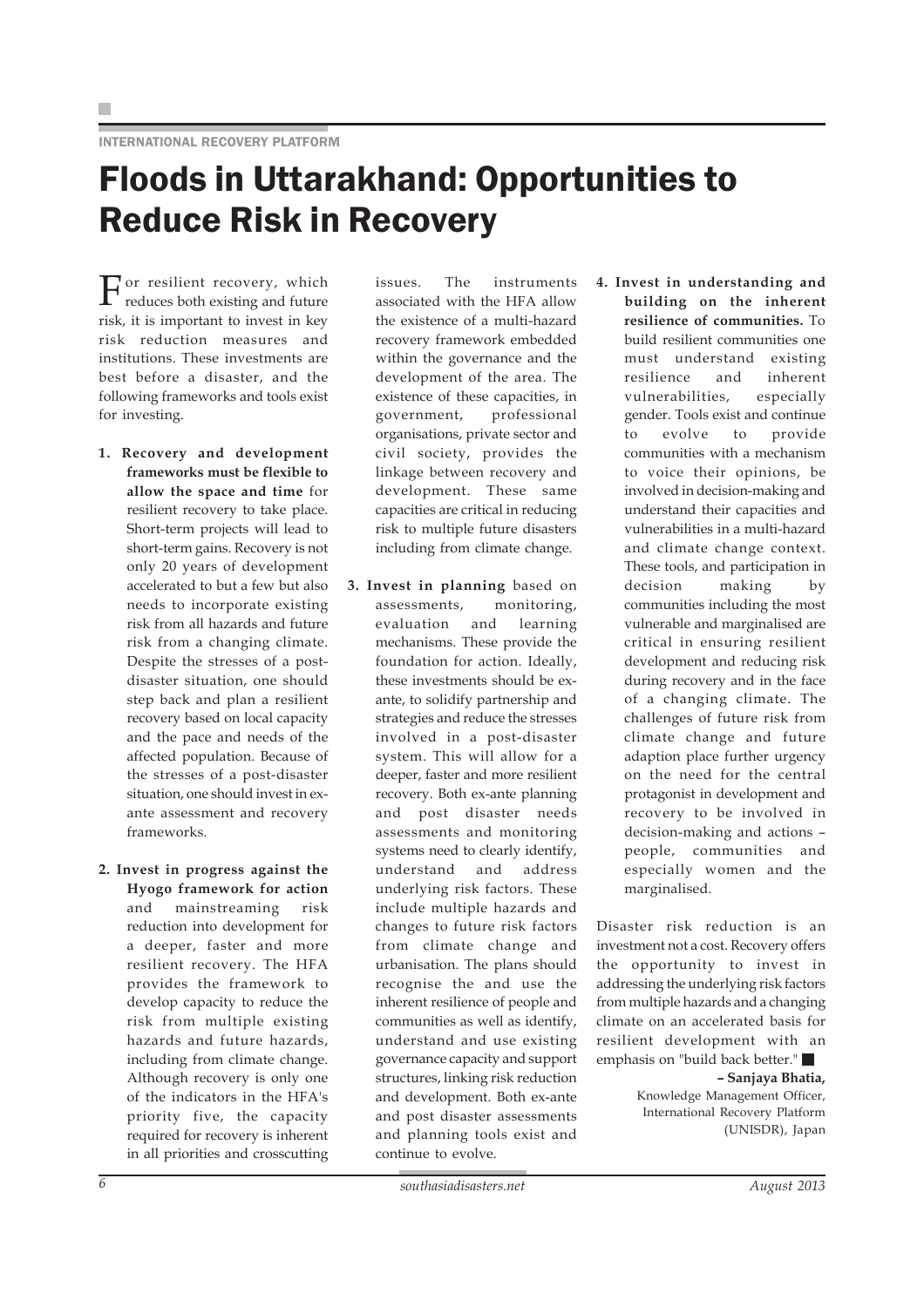INTERNATIONAL RECOVERY PLATFORM

# Floods in Uttarakhand: Opportunities to Reduce Risk in Recovery

For resilient recovery, which reduces both existing and future risk, it is important to invest in key risk reduction measures and institutions. These investments are best before a disaster, and the following frameworks and tools exist for investing.

1. **Recovery and development frameworks must be flexible to allow the space and time** for resilient recovery to take place. Short-term projects will lead to short-term gains. Recovery is not only 20 years of development accelerated to but a few but also needs to incorporate existing risk from all hazards and future risk from a changing climate. Despite the stresses of a post-disaster situation, one should step back and plan a resilient recovery based on local capacity and the pace and needs of the affected population. Because of the stresses of a post-disaster situation, one should invest in ex-ante assessment and recovery frameworks.

2. **Invest in progress against the Hyogo framework for action** and mainstreaming risk reduction into development for a deeper, faster and more resilient recovery. The HFA provides the framework to develop capacity to reduce the risk from multiple existing hazards and future hazards, including from climate change. Although recovery is only one of the indicators in the HFA's priority five, the capacity required for recovery is inherent in all priorities and crosscutting issues. The instruments associated with the HFA allow the existence of a multi-hazard recovery framework embedded within the governance and the development of the area. The existence of these capacities, in government, professional organisations, private sector and civil society, provides the linkage between recovery and development. These same capacities are critical in reducing risk to multiple future disasters including from climate change.

3. **Invest in planning** based on assessments, monitoring, evaluation and learning mechanisms. These provide the foundation for action. Ideally, these investments should be ex-ante, to solidify partnership and strategies and reduce the stresses involved in a post-disaster system. This will allow for a deeper, faster and more resilient recovery. Both ex-ante planning and post disaster needs assessments and monitoring systems need to clearly identify, understand and address underlying risk factors. These include multiple hazards and changes to future risk factors from climate change and urbanisation. The plans should recognise the and use the inherent resilience of people and communities as well as identify, understand and use existing governance capacity and support structures, linking risk reduction and development. Both ex-ante and post disaster assessments and planning tools exist and continue to evolve.

4. **Invest in understanding and building on the inherent resilience of communities.** To build resilient communities one must understand existing resilience and inherent vulnerabilities, especially gender. Tools exist and continue to evolve to provide communities with a mechanism to voice their opinions, be involved in decision-making and understand their capacities and vulnerabilities in a multi-hazard and climate change context. These tools, and participation in decision making by communities including the most vulnerable and marginalised are critical in ensuring resilient development and reducing risk during recovery and in the face of a changing climate. The challenges of future risk from climate change and future adaption place further urgency on the need for the central protagonist in development and recovery to be involved in decision-making and actions – people, communities and especially women and the marginalised.

Disaster risk reduction is an investment not a cost. Recovery offers the opportunity to invest in addressing the underlying risk factors from multiple hazards and a changing climate on an accelerated basis for resilient development with an emphasis on "build back better." ■

**– Sanjaya Bhatia,**
Knowledge Management Officer,
International Recovery Platform
(UNISDR), Japan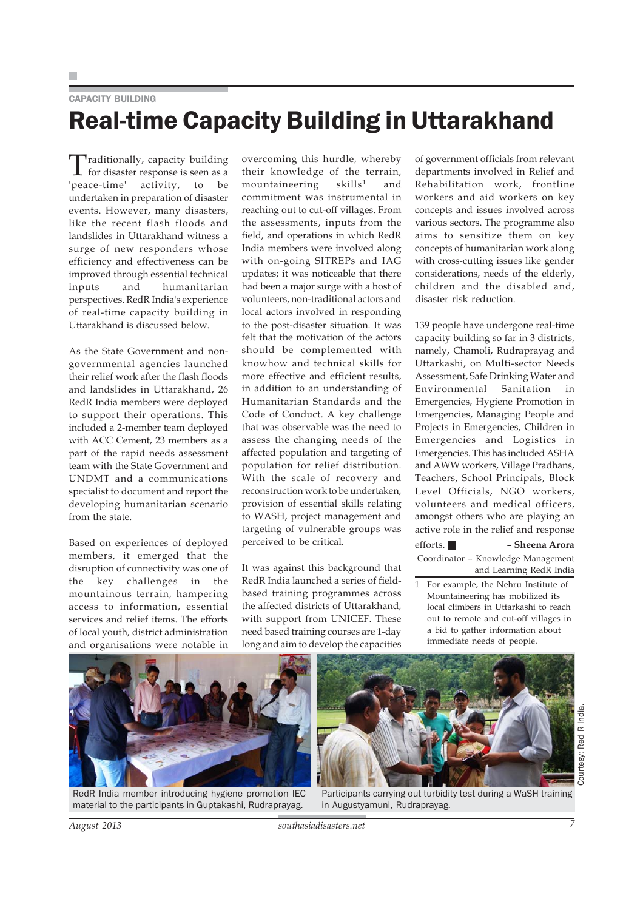CAPACITY BUILDING

# Real-time Capacity Building in Uttarakhand

Traditionally, capacity building for disaster response is seen as a 'peace-time' activity, to be undertaken in preparation of disaster events. However, many disasters, like the recent flash floods and landslides in Uttarakhand witness a surge of new responders whose efficiency and effectiveness can be improved through essential technical inputs and humanitarian perspectives. RedR India's experience of real-time capacity building in Uttarakhand is discussed below.

As the State Government and non-governmental agencies launched their relief work after the flash floods and landslides in Uttarakhand, 26 RedR India members were deployed to support their operations. This included a 2-member team deployed with ACC Cement, 23 members as a part of the rapid needs assessment team with the State Government and UNDMT and a communications specialist to document and report the developing humanitarian scenario from the state.

Based on experiences of deployed members, it emerged that the disruption of connectivity was one of the key challenges in the mountainous terrain, hampering access to information, essential services and relief items. The efforts of local youth, district administration and organisations were notable in overcoming this hurdle, whereby their knowledge of the terrain, mountaineering skills[1] and commitment was instrumental in reaching out to cut-off villages. From the assessments, inputs from the field, and operations in which RedR India members were involved along with on-going SITREPs and IAG updates; it was noticeable that there had been a major surge with a host of volunteers, non-traditional actors and local actors involved in responding to the post-disaster situation. It was felt that the motivation of the actors should be complemented with knowhow and technical skills for more effective and efficient results, in addition to an understanding of Humanitarian Standards and the Code of Conduct. A key challenge that was observable was the need to assess the changing needs of the affected population and targeting of population for relief distribution. With the scale of recovery and reconstruction work to be undertaken, provision of essential skills relating to WASH, project management and targeting of vulnerable groups was perceived to be critical.

It was against this background that RedR India launched a series of field-based training programmes across the affected districts of Uttarakhand, with support from UNICEF. These need based training courses are 1-day long and aim to develop the capacities of government officials from relevant departments involved in Relief and Rehabilitation work, frontline workers and aid workers on key concepts and issues involved across various sectors. The programme also aims to sensitize them on key concepts of humanitarian work along with cross-cutting issues like gender considerations, needs of the elderly, children and the disabled and, disaster risk reduction.

139 people have undergone real-time capacity building so far in 3 districts, namely, Chamoli, Rudraprayag and Uttarkashi, on Multi-sector Needs Assessment, Safe Drinking Water and Environmental Sanitation in Emergencies, Hygiene Promotion in Emergencies, Managing People and Projects in Emergencies, Children in Emergencies and Logistics in Emergencies. This has included ASHA and AWW workers, Village Pradhans, Teachers, School Principals, Block Level Officials, NGO workers, volunteers and medical officers, amongst others who are playing an active role in the relief and response efforts. ■

**– Sheena Arora**
Coordinator – Knowledge Management and Learning RedR India

1 For example, the Nehru Institute of Mountaineering has mobilized its local climbers in Uttarkashi to reach out to remote and cut-off villages in a bid to gather information about immediate needs of people.

RedR India member introducing hygiene promotion IEC material to the participants in Guptakashi, Rudraprayag.

Participants carrying out turbidity test during a WaSH training in Augustyamuni, Rudraprayag.

Courtesy: Red R India.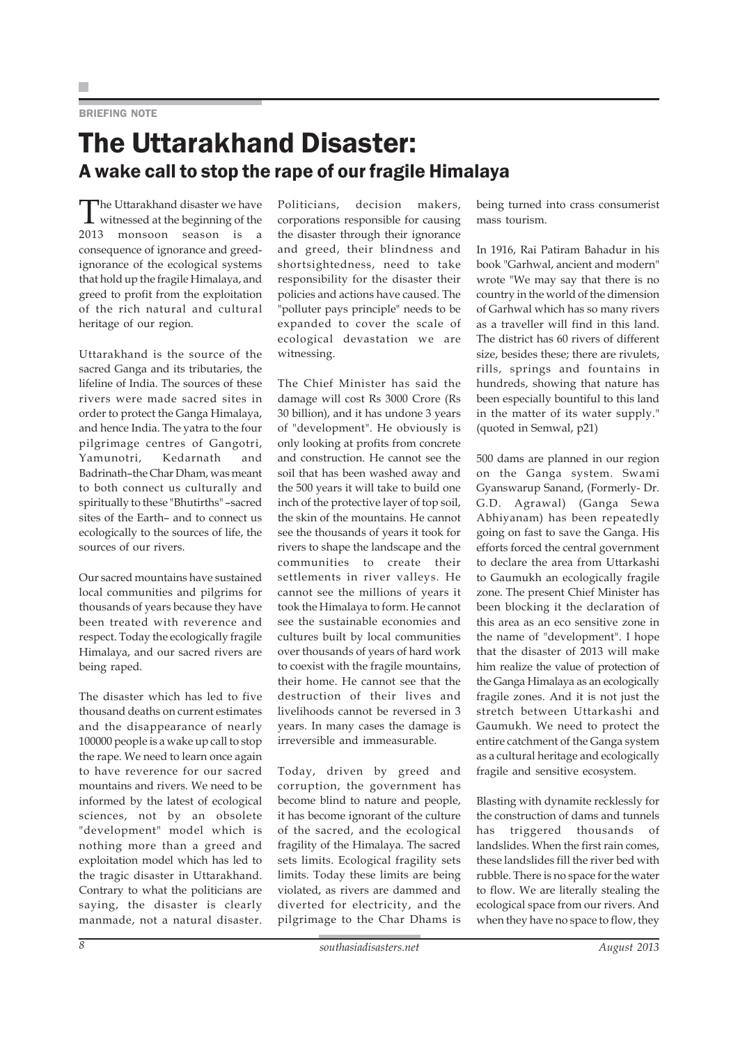BRIEFING NOTE

# The Uttarakhand Disaster:

## A wake call to stop the rape of our fragile Himalaya

The Uttarakhand disaster we have witnessed at the beginning of the 2013 monsoon season is a consequence of ignorance and greed-ignorance of the ecological systems that hold up the fragile Himalaya, and greed to profit from the exploitation of the rich natural and cultural heritage of our region.

Uttarakhand is the source of the sacred Ganga and its tributaries, the lifeline of India. The sources of these rivers were made sacred sites in order to protect the Ganga Himalaya, and hence India. The yatra to the four pilgrimage centres of Gangotri, Yamunotri, Kedarnath and Badrinath–the Char Dham, was meant to both connect us culturally and spiritually to these "Bhutirths" –sacred sites of the Earth– and to connect us ecologically to the sources of life, the sources of our rivers.

Our sacred mountains have sustained local communities and pilgrims for thousands of years because they have been treated with reverence and respect. Today the ecologically fragile Himalaya, and our sacred rivers are being raped.

The disaster which has led to five thousand deaths on current estimates and the disappearance of nearly 100000 people is a wake up call to stop the rape. We need to learn once again to have reverence for our sacred mountains and rivers. We need to be informed by the latest of ecological sciences, not by an obsolete "development" model which is nothing more than a greed and exploitation model which has led to the tragic disaster in Uttarakhand. Contrary to what the politicians are saying, the disaster is clearly manmade, not a natural disaster. Politicians, decision makers, corporations responsible for causing the disaster through their ignorance and greed, their blindness and shortsightedness, need to take responsibility for the disaster their policies and actions have caused. The "polluter pays principle" needs to be expanded to cover the scale of ecological devastation we are witnessing.

The Chief Minister has said the damage will cost Rs 3000 Crore (Rs 30 billion), and it has undone 3 years of "development". He obviously is only looking at profits from concrete and construction. He cannot see the soil that has been washed away and the 500 years it will take to build one inch of the protective layer of top soil, the skin of the mountains. He cannot see the thousands of years it took for rivers to shape the landscape and the communities to create their settlements in river valleys. He cannot see the millions of years it took the Himalaya to form. He cannot see the sustainable economies and cultures built by local communities over thousands of years of hard work to coexist with the fragile mountains, their home. He cannot see that the destruction of their lives and livelihoods cannot be reversed in 3 years. In many cases the damage is irreversible and immeasurable.

Today, driven by greed and corruption, the government has become blind to nature and people, it has become ignorant of the culture of the sacred, and the ecological fragility of the Himalaya. The sacred sets limits. Ecological fragility sets limits. Today these limits are being violated, as rivers are dammed and diverted for electricity, and the pilgrimage to the Char Dhams is being turned into crass consumerist mass tourism.

In 1916, Rai Patiram Bahadur in his book "Garhwal, ancient and modern" wrote "We may say that there is no country in the world of the dimension of Garhwal which has so many rivers as a traveller will find in this land. The district has 60 rivers of different size, besides these; there are rivulets, rills, springs and fountains in hundreds, showing that nature has been especially bountiful to this land in the matter of its water supply." (quoted in Semwal, p21)

500 dams are planned in our region on the Ganga system. Swami Gyanswarup Sanand, (Formerly- Dr. G.D. Agrawal) (Ganga Sewa Abhiyanam) has been repeatedly going on fast to save the Ganga. His efforts forced the central government to declare the area from Uttarkashi to Gaumukh an ecologically fragile zone. The present Chief Minister has been blocking it the declaration of this area as an eco sensitive zone in the name of "development". I hope that the disaster of 2013 will make him realize the value of protection of the Ganga Himalaya as an ecologically fragile zones. And it is not just the stretch between Uttarkashi and Gaumukh. We need to protect the entire catchment of the Ganga system as a cultural heritage and ecologically fragile and sensitive ecosystem.

Blasting with dynamite recklessly for the construction of dams and tunnels has triggered thousands of landslides. When the first rain comes, these landslides fill the river bed with rubble. There is no space for the water to flow. We are literally stealing the ecological space from our rivers. And when they have no space to flow, they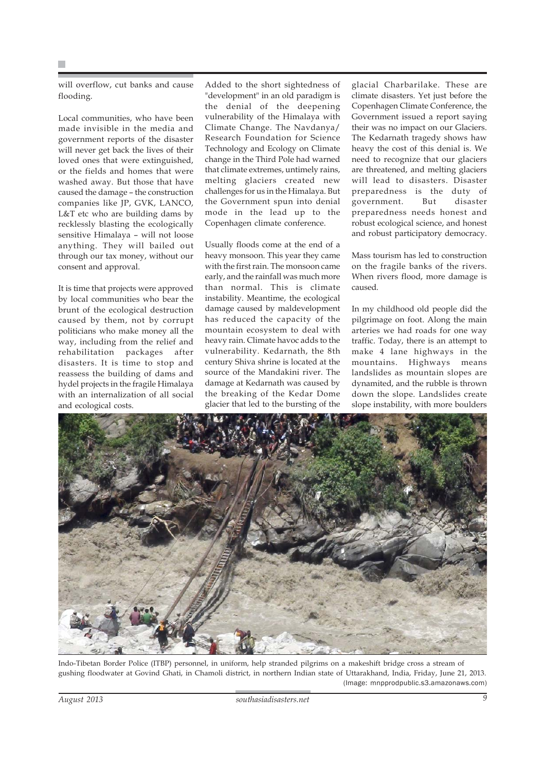will overflow, cut banks and cause flooding.

Local communities, who have been made invisible in the media and government reports of the disaster will never get back the lives of their loved ones that were extinguished, or the fields and homes that were washed away. But those that have caused the damage – the construction companies like JP, GVK, LANCO, L&T etc who are building dams by recklessly blasting the ecologically sensitive Himalaya – will not loose anything. They will bailed out through our tax money, without our consent and approval.

It is time that projects were approved by local communities who bear the brunt of the ecological destruction caused by them, not by corrupt politicians who make money all the way, including from the relief and rehabilitation packages after disasters. It is time to stop and reassess the building of dams and hydel projects in the fragile Himalaya with an internalization of all social and ecological costs.

Added to the short sightedness of "development" in an old paradigm is the denial of the deepening vulnerability of the Himalaya with Climate Change. The Navdanya/ Research Foundation for Science Technology and Ecology on Climate change in the Third Pole had warned that climate extremes, untimely rains, melting glaciers created new challenges for us in the Himalaya. But the Government spun into denial mode in the lead up to the Copenhagen climate conference.

Usually floods come at the end of a heavy monsoon. This year they came with the first rain. The monsoon came early, and the rainfall was much more than normal. This is climate instability. Meantime, the ecological damage caused by maldevelopment has reduced the capacity of the mountain ecosystem to deal with heavy rain. Climate havoc adds to the vulnerability. Kedarnath, the 8th century Shiva shrine is located at the source of the Mandakini river. The damage at Kedarnath was caused by the breaking of the Kedar Dome glacier that led to the bursting of the glacial Charbarilake. These are climate disasters. Yet just before the Copenhagen Climate Conference, the Government issued a report saying their was no impact on our Glaciers. The Kedarnath tragedy shows haw heavy the cost of this denial is. We need to recognize that our glaciers are threatened, and melting glaciers will lead to disasters. Disaster preparedness is the duty of government. But disaster preparedness needs honest and robust ecological science, and honest and robust participatory democracy.

Mass tourism has led to construction on the fragile banks of the rivers. When rivers flood, more damage is caused.

In my childhood old people did the pilgrimage on foot. Along the main arteries we had roads for one way traffic. Today, there is an attempt to make 4 lane highways in the mountains. Highways means landslides as mountain slopes are dynamited, and the rubble is thrown down the slope. Landslides create slope instability, with more boulders

Indo-Tibetan Border Police (ITBP) personnel, in uniform, help stranded pilgrims on a makeshift bridge cross a stream of gushing floodwater at Govind Ghati, in Chamoli district, in northern Indian state of Uttarakhand, India, Friday, June 21, 2013. (Image: mnpprodpublic.s3.amazonaws.com)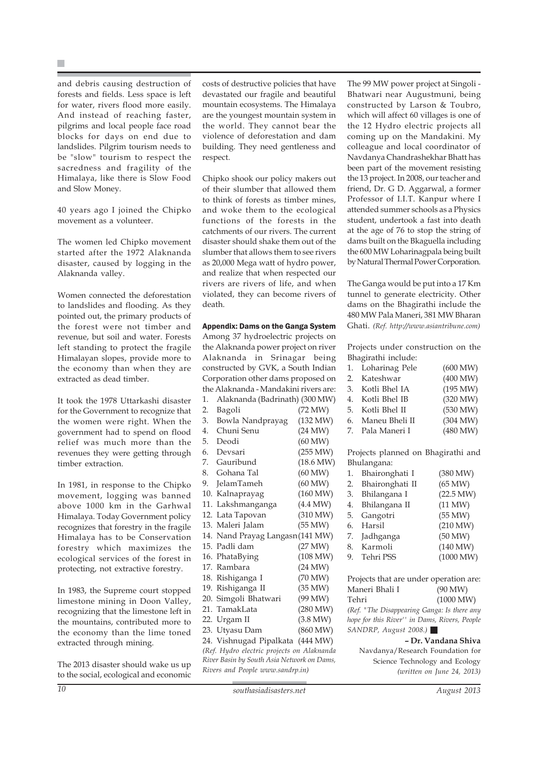and debris causing destruction of forests and fields. Less space is left for water, rivers flood more easily. And instead of reaching faster, pilgrims and local people face road blocks for days on end due to landslides. Pilgrim tourism needs to be "slow" tourism to respect the sacredness and fragility of the Himalaya, like there is Slow Food and Slow Money.

40 years ago I joined the Chipko movement as a volunteer.

The women led Chipko movement started after the 1972 Alaknanda disaster, caused by logging in the Alaknanda valley.

Women connected the deforestation to landslides and flooding. As they pointed out, the primary products of the forest were not timber and revenue, but soil and water. Forests left standing to protect the fragile Himalayan slopes, provide more to the economy than when they are extracted as dead timber.

It took the 1978 Uttarkashi disaster for the Government to recognize that the women were right. When the government had to spend on flood relief was much more than the revenues they were getting through timber extraction.

In 1981, in response to the Chipko movement, logging was banned above 1000 km in the Garhwal Himalaya. Today Government policy recognizes that forestry in the fragile Himalaya has to be Conservation forestry which maximizes the ecological services of the forest in protecting, not extractive forestry.

In 1983, the Supreme court stopped limestone mining in Doon Valley, recognizing that the limestone left in the mountains, contributed more to the economy than the lime toned extracted through mining.

The 2013 disaster should wake us up to the social, ecological and economic costs of destructive policies that have devastated our fragile and beautiful mountain ecosystems. The Himalaya are the youngest mountain system in the world. They cannot bear the violence of deforestation and dam building. They need gentleness and respect.

Chipko shook our policy makers out of their slumber that allowed them to think of forests as timber mines, and woke them to the ecological functions of the forests in the catchments of our rivers. The current disaster should shake them out of the slumber that allows them to see rivers as 20,000 Mega watt of hydro power, and realize that when respected our rivers are rivers of life, and when violated, they can become rivers of death.

### Appendix: Dams on the Ganga System

Among 37 hydroelectric projects on the Alaknanda power project on river Alaknanda in Srinagar being constructed by GVK, a South Indian Corporation other dams proposed on the Alaknanda - Mandakini rivers are:

1. Alaknanda (Badrinath) (300 MW)
2. Bagoli (72 MW)
3. Bowla Nandprayag (132 MW)
4. Chuni Senu (24 MW)
5. Deodi (60 MW)
6. Devsari (255 MW)
7. Gauribund (18.6 MW)
8. Gohana Tal (60 MW)
9. JelamTameh (60 MW)
10. Kalnaprayag (160 MW)
11. Lakshmanganga (4.4 MW)
12. Lata Tapovan (310 MW)
13. Maleri Jalam (55 MW)
14. Nand Prayag Langasn (141 MW)
15. Padli dam (27 MW)
16. PhataBying (108 MW)
17. Rambara (24 MW)
18. Rishiganga I (70 MW)
19. Rishiganga II (35 MW)
20. Simgoli Bhatwari (99 MW)
21. TamakLata (280 MW)
22. Urgam II (3.8 MW)
23. Utyasu Dam (860 MW)
24. Vishnugad Pipalkata (444 MW)

*(Ref. Hydro electric projects on Alaknanda River Basin by South Asia Network on Dams, Rivers and People www.sandrp.in)*

The 99 MW power project at Singoli - Bhatwari near Augustmuni, being constructed by Larson & Toubro, which will affect 60 villages is one of the 12 Hydro electric projects all coming up on the Mandakini. My colleague and local coordinator of Navdanya Chandrashekhar Bhatt has been part of the movement resisting the 13 project. In 2008, our teacher and friend, Dr. G D. Aggarwal, a former Professor of I.I.T. Kanpur where I attended summer schools as a Physics student, undertook a fast into death at the age of 76 to stop the string of dams built on the Bkaguella including the 600 MW Loharinagpala being built by Natural Thermal Power Corporation.

The Ganga would be put into a 17 Km tunnel to generate electricity. Other dams on the Bhagirathi include the 480 MW Pala Maneri, 381 MW Bharan Ghati. *(Ref. http://www.asiantribune.com)*

Projects under construction on the Bhagirathi include:

1. Loharinag Pele (600 MW)
2. Kateshwar (400 MW)
3. Kotli Bhel IA (195 MW)
4. Kotli Bhel IB (320 MW)
5. Kotli Bhel II (530 MW)
6. Maneu Bheli II (304 MW)
7. Pala Maneri I (480 MW)

Projects planned on Bhagirathi and Bhulangana:

1. Bhaironghati I (380 MW)
2. Bhaironghati II (65 MW)
3. Bhilangana I (22.5 MW)
4. Bhilangana II (11 MW)
5. Gangotri (55 MW)
6. Harsil (210 MW)
7. Jadhganga (50 MW)
8. Karmoli (140 MW)
9. Tehri PSS (1000 MW)

Projects that are under operation are:

Maneri Bhali I (90 MW)
Tehri (1000 MW)

*(Ref. "The Disappearing Ganga: Is there any hope for this River'' in Dams, Rivers, People SANDRP, August 2008.)*

**– Dr. Vandana Shiva**
Navdanya/Research Foundation for Science Technology and Ecology
*(written on June 24, 2013)*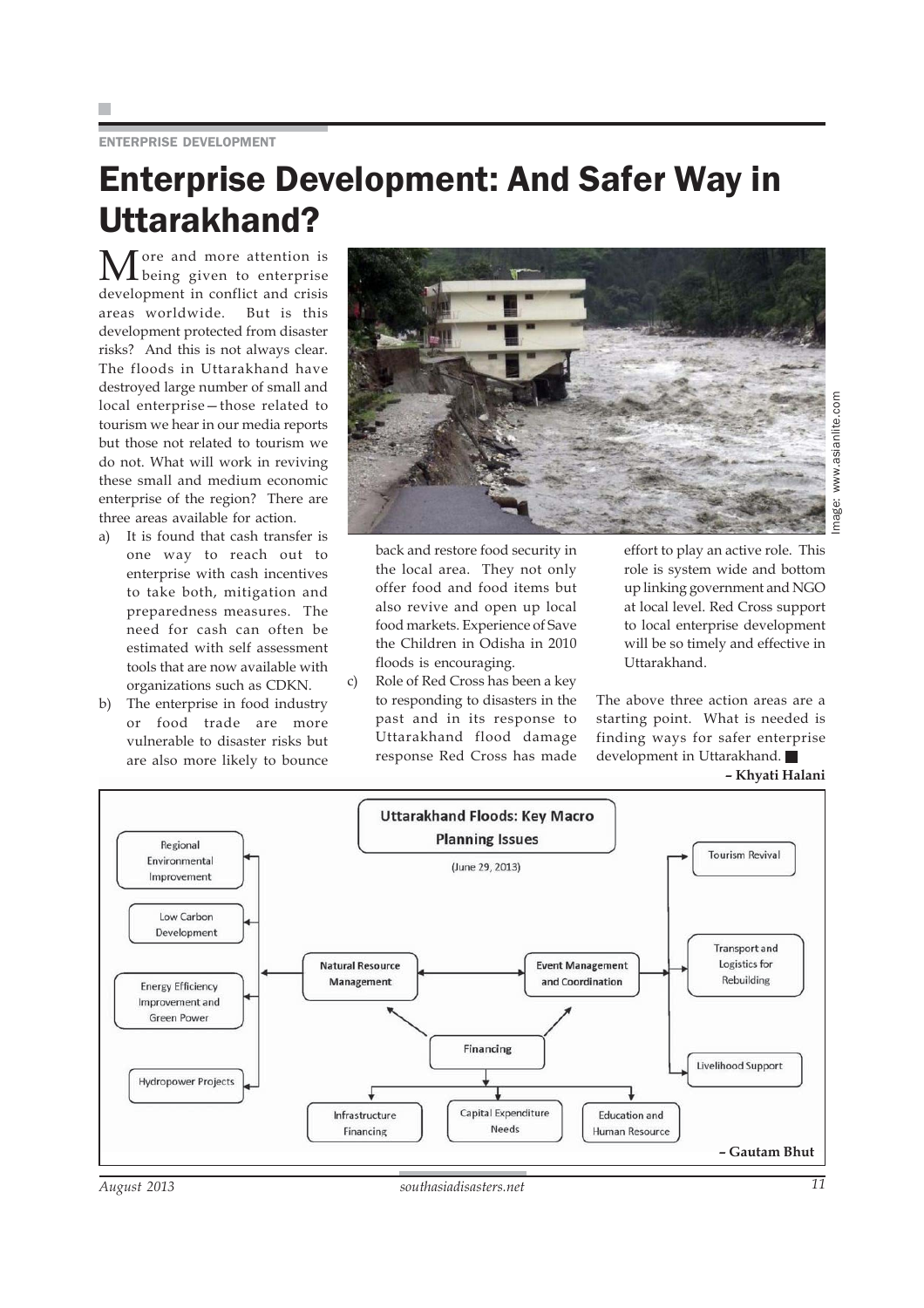ENTERPRISE DEVELOPMENT

# Enterprise Development: And Safer Way in Uttarakhand?

More and more attention is being given to enterprise development in conflict and crisis areas worldwide. But is this development protected from disaster risks? And this is not always clear. The floods in Uttarakhand have destroyed large number of small and local enterprise—those related to tourism we hear in our media reports but those not related to tourism we do not. What will work in reviving these small and medium economic enterprise of the region? There are three areas available for action.

a) It is found that cash transfer is one way to reach out to enterprise with cash incentives to take both, mitigation and preparedness measures. The need for cash can often be estimated with self assessment tools that are now available with organizations such as CDKN.

b) The enterprise in food industry or food trade are more vulnerable to disaster risks but are also more likely to bounce back and restore food security in the local area. They not only offer food and food items but also revive and open up local food markets. Experience of Save the Children in Odisha in 2010 floods is encouraging.

c) Role of Red Cross has been a key to responding to disasters in the past and in its response to Uttarakhand flood damage response Red Cross has made effort to play an active role. This role is system wide and bottom up linking government and NGO at local level. Red Cross support to local enterprise development will be so timely and effective in Uttarakhand.

Image: www.asianlite.com

The above three action areas are a starting point. What is needed is finding ways for safer enterprise development in Uttarakhand.

**– Khyati Halani**

**Uttarakhand Floods: Key Macro Planning Issues**

(June 29, 2013)

- Natural Resource Management
  - Regional Environmental Improvement
  - Low Carbon Development
  - Energy Efficiency Improvement and Green Power
  - Hydropower Projects
- Event Management and Coordination
  - Tourism Revival
  - Transport and Logistics for Rebuilding
  - Livelihood Support
- Financing
  - Infrastructure Financing
  - Capital Expenditure Needs
  - Education and Human Resource

**– Gautam Bhut**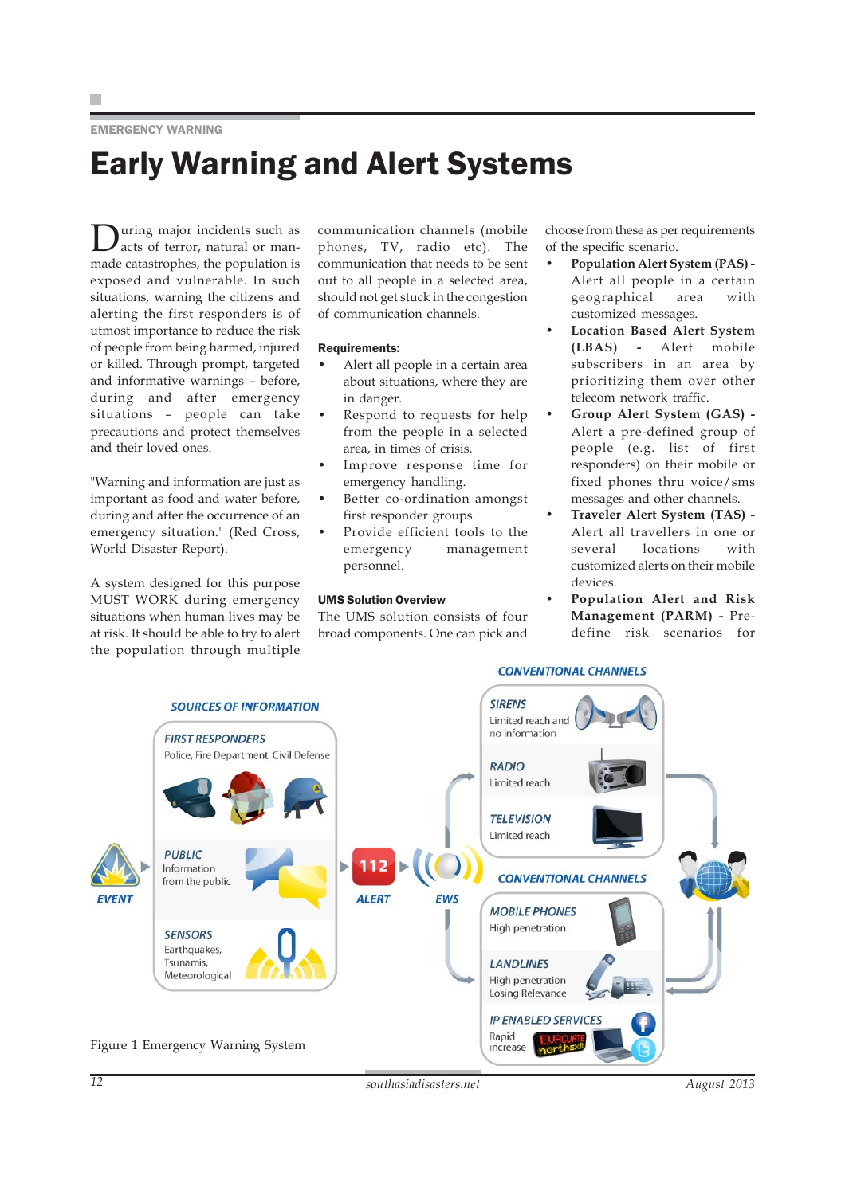EMERGENCY WARNING

# Early Warning and Alert Systems

During major incidents such as acts of terror, natural or man-made catastrophes, the population is exposed and vulnerable. In such situations, warning the citizens and alerting the first responders is of utmost importance to reduce the risk of people from being harmed, injured or killed. Through prompt, targeted and informative warnings – before, during and after emergency situations – people can take precautions and protect themselves and their loved ones.

"Warning and information are just as important as food and water before, during and after the occurrence of an emergency situation." (Red Cross, World Disaster Report).

A system designed for this purpose MUST WORK during emergency situations when human lives may be at risk. It should be able to try to alert the population through multiple communication channels (mobile phones, TV, radio etc). The communication that needs to be sent out to all people in a selected area, should not get stuck in the congestion of communication channels.

**Requirements:**

- Alert all people in a certain area about situations, where they are in danger.
- Respond to requests for help from the people in a selected area, in times of crisis.
- Improve response time for emergency handling.
- Better co-ordination amongst first responder groups.
- Provide efficient tools to the emergency management personnel.

**UMS Solution Overview**

The UMS solution consists of four broad components. One can pick and choose from these as per requirements of the specific scenario.

- **Population Alert System (PAS) -** Alert all people in a certain geographical area with customized messages.
- **Location Based Alert System (LBAS) -** Alert mobile subscribers in an area by prioritizing them over other telecom network traffic.
- **Group Alert System (GAS) -** Alert a pre-defined group of people (e.g. list of first responders) on their mobile or fixed phones thru voice/sms messages and other channels.
- **Traveler Alert System (TAS) -** Alert all travellers in one or several locations with customized alerts on their mobile devices.
- **Population Alert and Risk Management (PARM) -** Pre-define risk scenarios for

Figure 1 Emergency Warning System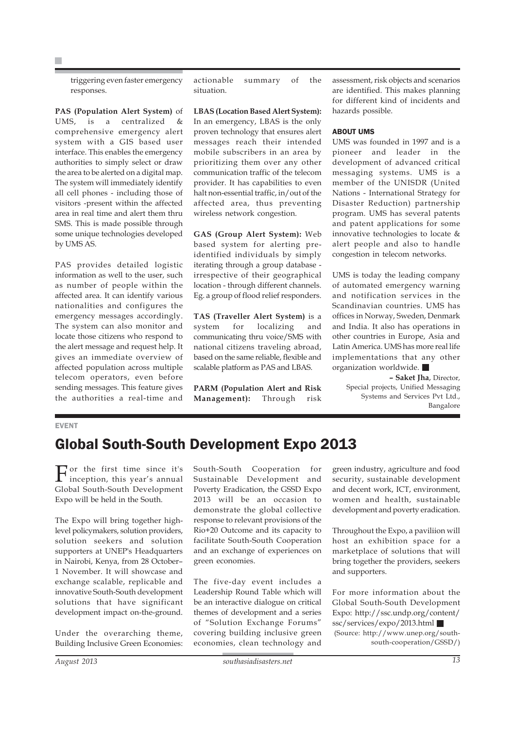triggering even faster emergency responses.

**PAS (Population Alert System)** of UMS, is a centralized & comprehensive emergency alert system with a GIS based user interface. This enables the emergency authorities to simply select or draw the area to be alerted on a digital map. The system will immediately identify all cell phones - including those of visitors -present within the affected area in real time and alert them thru SMS. This is made possible through some unique technologies developed by UMS AS.

PAS provides detailed logistic information as well to the user, such as number of people within the affected area. It can identify various nationalities and configures the emergency messages accordingly. The system can also monitor and locate those citizens who respond to the alert message and request help. It gives an immediate overview of affected population across multiple telecom operators, even before sending messages. This feature gives the authorities a real-time and actionable summary of the situation.

**LBAS (Location Based Alert System):** In an emergency, LBAS is the only proven technology that ensures alert messages reach their intended mobile subscribers in an area by prioritizing them over any other communication traffic of the telecom provider. It has capabilities to even halt non-essential traffic, in/out of the affected area, thus preventing wireless network congestion.

**GAS (Group Alert System):** Web based system for alerting pre-identified individuals by simply iterating through a group database - irrespective of their geographical location - through different channels. Eg. a group of flood relief responders.

**TAS (Traveller Alert System)** is a system for localizing and communicating thru voice/SMS with national citizens traveling abroad, based on the same reliable, flexible and scalable platform as PAS and LBAS.

**PARM (Population Alert and Risk Management):** Through risk assessment, risk objects and scenarios are identified. This makes planning for different kind of incidents and hazards possible.

#### ABOUT UMS

UMS was founded in 1997 and is a pioneer and leader in the development of advanced critical messaging systems. UMS is a member of the UNISDR (United Nations - International Strategy for Disaster Reduction) partnership program. UMS has several patents and patent applications for some innovative technologies to locate & alert people and also to handle congestion in telecom networks.

UMS is today the leading company of automated emergency warning and notification services in the Scandinavian countries. UMS has offices in Norway, Sweden, Denmark and India. It also has operations in other countries in Europe, Asia and Latin America. UMS has more real life implementations that any other organization worldwide. ■

**– Saket Jha**, Director, Special projects, Unified Messaging Systems and Services Pvt Ltd., Bangalore

EVENT

## Global South-South Development Expo 2013

For the first time since it's inception, this year's annual Global South-South Development Expo will be held in the South.

The Expo will bring together high-level policymakers, solution providers, solution seekers and solution supporters at UNEP's Headquarters in Nairobi, Kenya, from 28 October–1 November. It will showcase and exchange scalable, replicable and innovative South-South development solutions that have significant development impact on-the-ground.

Under the overarching theme, Building Inclusive Green Economies: South-South Cooperation for Sustainable Development and Poverty Eradication, the GSSD Expo 2013 will be an occasion to demonstrate the global collective response to relevant provisions of the Rio+20 Outcome and its capacity to facilitate South-South Cooperation and an exchange of experiences on green economies.

The five-day event includes a Leadership Round Table which will be an interactive dialogue on critical themes of development and a series of "Solution Exchange Forums" covering building inclusive green economies, clean technology and green industry, agriculture and food security, sustainable development and decent work, ICT, environment, women and health, sustainable development and poverty eradication.

Throughout the Expo, a paviliion will host an exhibition space for a marketplace of solutions that will bring together the providers, seekers and supporters.

For more information about the Global South-South Development Expo: http://ssc.undp.org/content/ssc/services/expo/2013.html ■

(Source: http://www.unep.org/south-south-cooperation/GSSD/)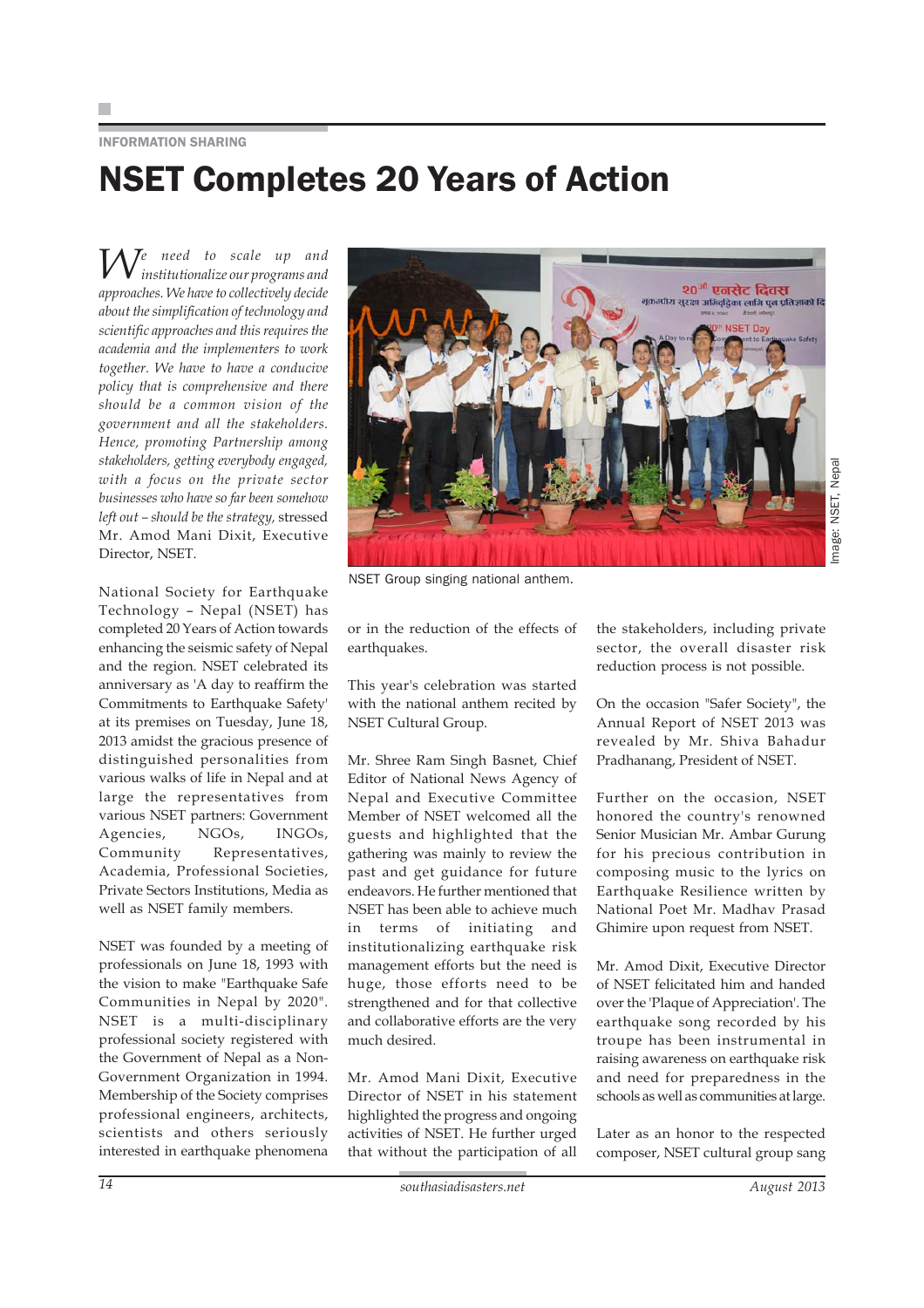INFORMATION SHARING

# NSET Completes 20 Years of Action

*We need to scale up and institutionalize our programs and approaches. We have to collectively decide about the simplification of technology and scientific approaches and this requires the academia and the implementers to work together. We have to have a conducive policy that is comprehensive and there should be a common vision of the government and all the stakeholders. Hence, promoting Partnership among stakeholders, getting everybody engaged, with a focus on the private sector businesses who have so far been somehow left out – should be the strategy,* stressed Mr. Amod Mani Dixit, Executive Director, NSET.

NSET Group singing national anthem.

National Society for Earthquake Technology – Nepal (NSET) has completed 20 Years of Action towards enhancing the seismic safety of Nepal and the region. NSET celebrated its anniversary as 'A day to reaffirm the Commitments to Earthquake Safety' at its premises on Tuesday, June 18, 2013 amidst the gracious presence of distinguished personalities from various walks of life in Nepal and at large the representatives from various NSET partners: Government Agencies, NGOs, INGOs, Community Representatives, Academia, Professional Societies, Private Sectors Institutions, Media as well as NSET family members.

NSET was founded by a meeting of professionals on June 18, 1993 with the vision to make "Earthquake Safe Communities in Nepal by 2020". NSET is a multi-disciplinary professional society registered with the Government of Nepal as a Non-Government Organization in 1994. Membership of the Society comprises professional engineers, architects, scientists and others seriously interested in earthquake phenomena or in the reduction of the effects of earthquakes.

This year's celebration was started with the national anthem recited by NSET Cultural Group.

Mr. Shree Ram Singh Basnet, Chief Editor of National News Agency of Nepal and Executive Committee Member of NSET welcomed all the guests and highlighted that the gathering was mainly to review the past and get guidance for future endeavors. He further mentioned that NSET has been able to achieve much in terms of initiating and institutionalizing earthquake risk management efforts but the need is huge, those efforts need to be strengthened and for that collective and collaborative efforts are the very much desired.

Mr. Amod Mani Dixit, Executive Director of NSET in his statement highlighted the progress and ongoing activities of NSET. He further urged that without the participation of all the stakeholders, including private sector, the overall disaster risk reduction process is not possible.

On the occasion "Safer Society", the Annual Report of NSET 2013 was revealed by Mr. Shiva Bahadur Pradhanang, President of NSET.

Further on the occasion, NSET honored the country's renowned Senior Musician Mr. Ambar Gurung for his precious contribution in composing music to the lyrics on Earthquake Resilience written by National Poet Mr. Madhav Prasad Ghimire upon request from NSET.

Mr. Amod Dixit, Executive Director of NSET felicitated him and handed over the 'Plaque of Appreciation'. The earthquake song recorded by his troupe has been instrumental in raising awareness on earthquake risk and need for preparedness in the schools as well as communities at large.

Later as an honor to the respected composer, NSET cultural group sang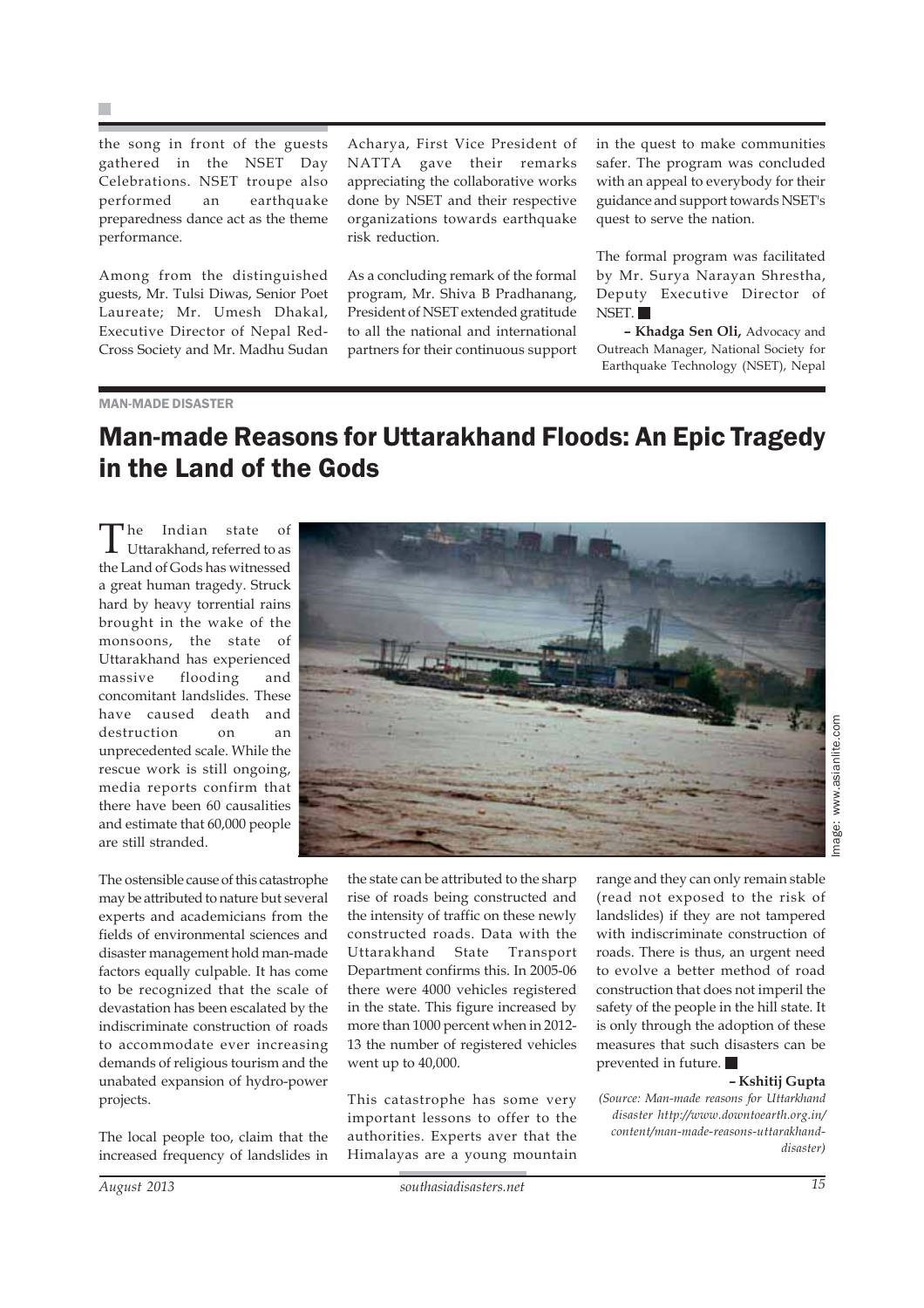the song in front of the guests gathered in the NSET Day Celebrations. NSET troupe also performed an earthquake preparedness dance act as the theme performance.

Among from the distinguished guests, Mr. Tulsi Diwas, Senior Poet Laureate; Mr. Umesh Dhakal, Executive Director of Nepal Red-Cross Society and Mr. Madhu Sudan Acharya, First Vice President of NATTA gave their remarks appreciating the collaborative works done by NSET and their respective organizations towards earthquake risk reduction.

As a concluding remark of the formal program, Mr. Shiva B Pradhanang, President of NSET extended gratitude to all the national and international partners for their continuous support in the quest to make communities safer. The program was concluded with an appeal to everybody for their guidance and support towards NSET's quest to serve the nation.

The formal program was facilitated by Mr. Surya Narayan Shrestha, Deputy Executive Director of NSET. ■

**– Khadga Sen Oli,** Advocacy and Outreach Manager, National Society for Earthquake Technology (NSET), Nepal

MAN-MADE DISASTER

# Man-made Reasons for Uttarakhand Floods: An Epic Tragedy in the Land of the Gods

The Indian state of Uttarakhand, referred to as the Land of Gods has witnessed a great human tragedy. Struck hard by heavy torrential rains brought in the wake of the monsoons, the state of Uttarakhand has experienced massive flooding and concomitant landslides. These have caused death and destruction on an unprecedented scale. While the rescue work is still ongoing, media reports confirm that there have been 60 causalities and estimate that 60,000 people are still stranded.

Image: www.asianlite.com

The ostensible cause of this catastrophe may be attributed to nature but several experts and academicians from the fields of environmental sciences and disaster management hold man-made factors equally culpable. It has come to be recognized that the scale of devastation has been escalated by the indiscriminate construction of roads to accommodate ever increasing demands of religious tourism and the unabated expansion of hydro-power projects.

The local people too, claim that the increased frequency of landslides in the state can be attributed to the sharp rise of roads being constructed and the intensity of traffic on these newly constructed roads. Data with the Uttarakhand State Transport Department confirms this. In 2005-06 there were 4000 vehicles registered in the state. This figure increased by more than 1000 percent when in 2012-13 the number of registered vehicles went up to 40,000.

This catastrophe has some very important lessons to offer to the authorities. Experts aver that the Himalayas are a young mountain range and they can only remain stable (read not exposed to the risk of landslides) if they are not tampered with indiscriminate construction of roads. There is thus, an urgent need to evolve a better method of road construction that does not imperil the safety of the people in the hill state. It is only through the adoption of these measures that such disasters can be prevented in future. ■

**– Kshitij Gupta**

*(Source: Man-made reasons for Uttarkhand disaster http://www.downtoearth.org.in/content/man-made-reasons-uttarakhand-disaster)*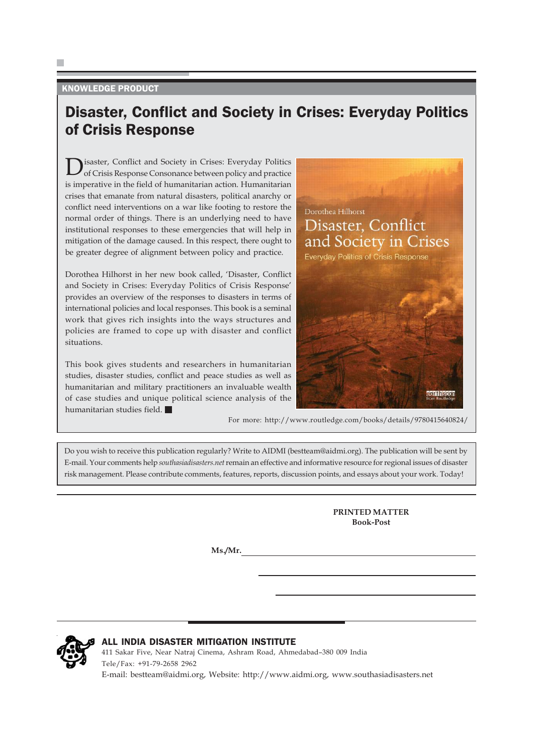KNOWLEDGE PRODUCT

## Disaster, Conflict and Society in Crises: Everyday Politics of Crisis Response

Disaster, Conflict and Society in Crises: Everyday Politics of Crisis Response Consonance between policy and practice is imperative in the field of humanitarian action. Humanitarian crises that emanate from natural disasters, political anarchy or conflict need interventions on a war like footing to restore the normal order of things. There is an underlying need to have institutional responses to these emergencies that will help in mitigation of the damage caused. In this respect, there ought to be greater degree of alignment between policy and practice.

Dorothea Hilhorst in her new book called, 'Disaster, Conflict and Society in Crises: Everyday Politics of Crisis Response' provides an overview of the responses to disasters in terms of international policies and local responses. This book is a seminal work that gives rich insights into the ways structures and policies are framed to cope up with disaster and conflict situations.

This book gives students and researchers in humanitarian studies, disaster studies, conflict and peace studies as well as humanitarian and military practitioners an invaluable wealth of case studies and unique political science analysis of the humanitarian studies field. ■

Dorothea Hilhorst
Disaster, Conflict and Society in Crises
Everyday Politics of Crisis Response

For more: http://www.routledge.com/books/details/9780415640824/

Do you wish to receive this publication regularly? Write to AIDMI (bestteam@aidmi.org). The publication will be sent by E-mail. Your comments help *southasiadisasters.net* remain an effective and informative resource for regional issues of disaster risk management. Please contribute comments, features, reports, discussion points, and essays about your work. Today!

**PRINTED MATTER**
**Book-Post**

**Ms./Mr.** ______________________________

______________________________

______________________________

**ALL INDIA DISASTER MITIGATION INSTITUTE**
411 Sakar Five, Near Natraj Cinema, Ashram Road, Ahmedabad–380 009 India
Tele/Fax: +91-79-2658 2962
E-mail: bestteam@aidmi.org, Website: http://www.aidmi.org, www.southasiadisasters.net